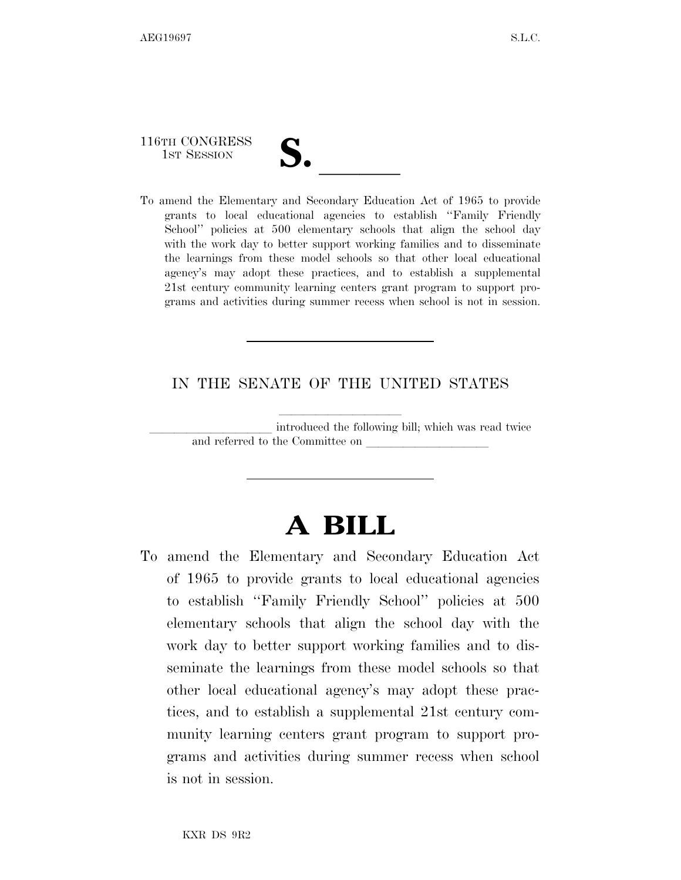116TH CONGRESS
1ST SESSION

# S. \_\_\_\_\_\_

To amend the Elementary and Secondary Education Act of 1965 to provide grants to local educational agencies to establish ''Family Friendly School'' policies at 500 elementary schools that align the school day with the work day to better support working families and to disseminate the learnings from these model schools so that other local educational agency's may adopt these practices, and to establish a supplemental 21st century community learning centers grant program to support programs and activities during summer recess when school is not in session.

---

IN THE SENATE OF THE UNITED STATES

\_\_\_\_\_\_\_\_\_\_\_\_\_\_\_\_\_\_\_\_

\_\_\_\_\_\_\_\_\_\_\_\_\_\_\_\_\_\_\_\_ introduced the following bill; which was read twice and referred to the Committee on \_\_\_\_\_\_\_\_\_\_\_\_\_\_\_\_\_\_\_\_

---

# A BILL

To amend the Elementary and Secondary Education Act of 1965 to provide grants to local educational agencies to establish ''Family Friendly School'' policies at 500 elementary schools that align the school day with the work day to better support working families and to disseminate the learnings from these model schools so that other local educational agency's may adopt these practices, and to establish a supplemental 21st century community learning centers grant program to support programs and activities during summer recess when school is not in session.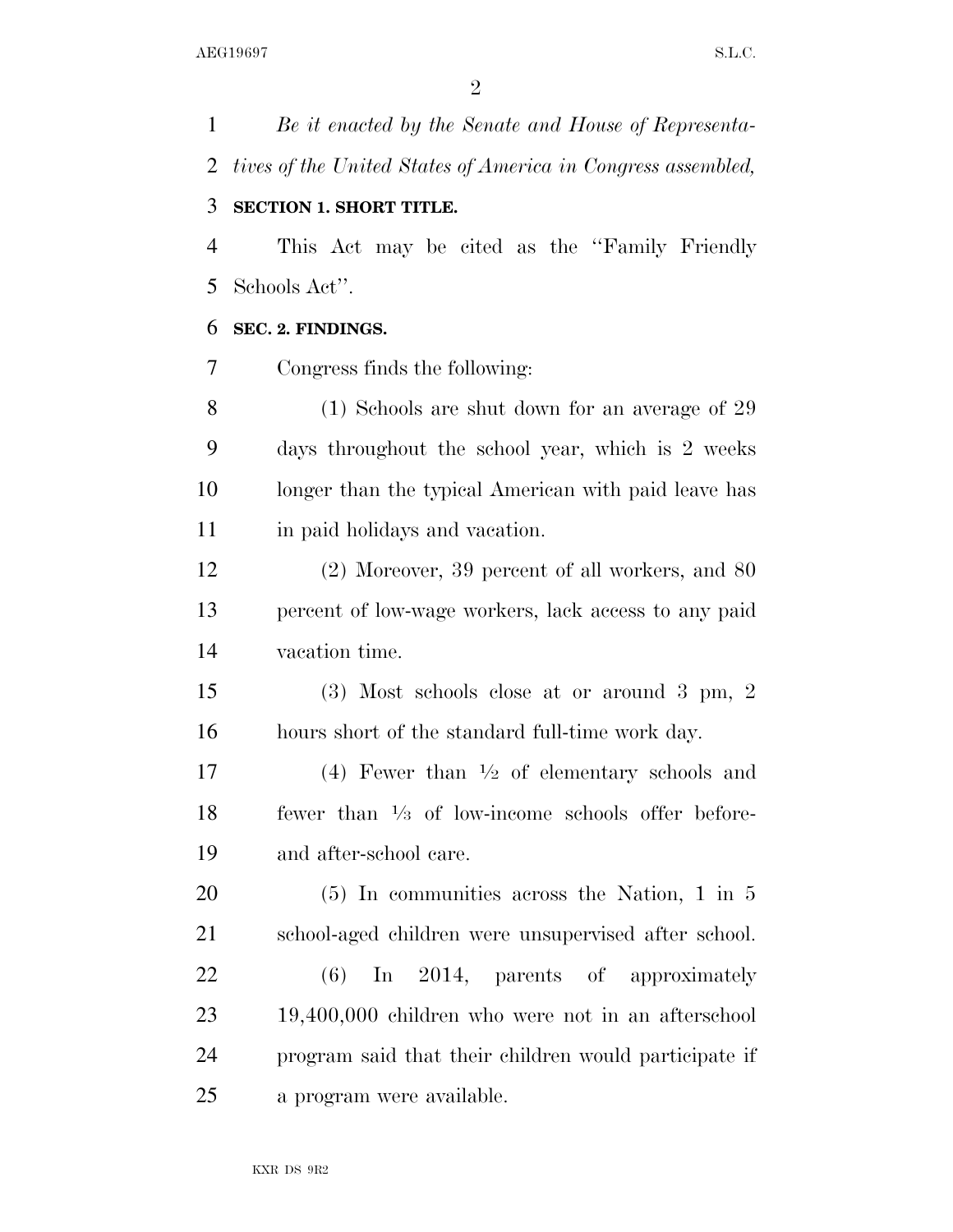*Be it enacted by the Senate and House of Representatives of the United States of America in Congress assembled,*

**SECTION 1. SHORT TITLE.**

This Act may be cited as the ''Family Friendly Schools Act''.

**SEC. 2. FINDINGS.**

Congress finds the following:

(1) Schools are shut down for an average of 29 days throughout the school year, which is 2 weeks longer than the typical American with paid leave has in paid holidays and vacation.

(2) Moreover, 39 percent of all workers, and 80 percent of low-wage workers, lack access to any paid vacation time.

(3) Most schools close at or around 3 pm, 2 hours short of the standard full-time work day.

(4) Fewer than ½ of elementary schools and fewer than ⅓ of low-income schools offer before- and after-school care.

(5) In communities across the Nation, 1 in 5 school-aged children were unsupervised after school.

(6) In 2014, parents of approximately 19,400,000 children who were not in an afterschool program said that their children would participate if a program were available.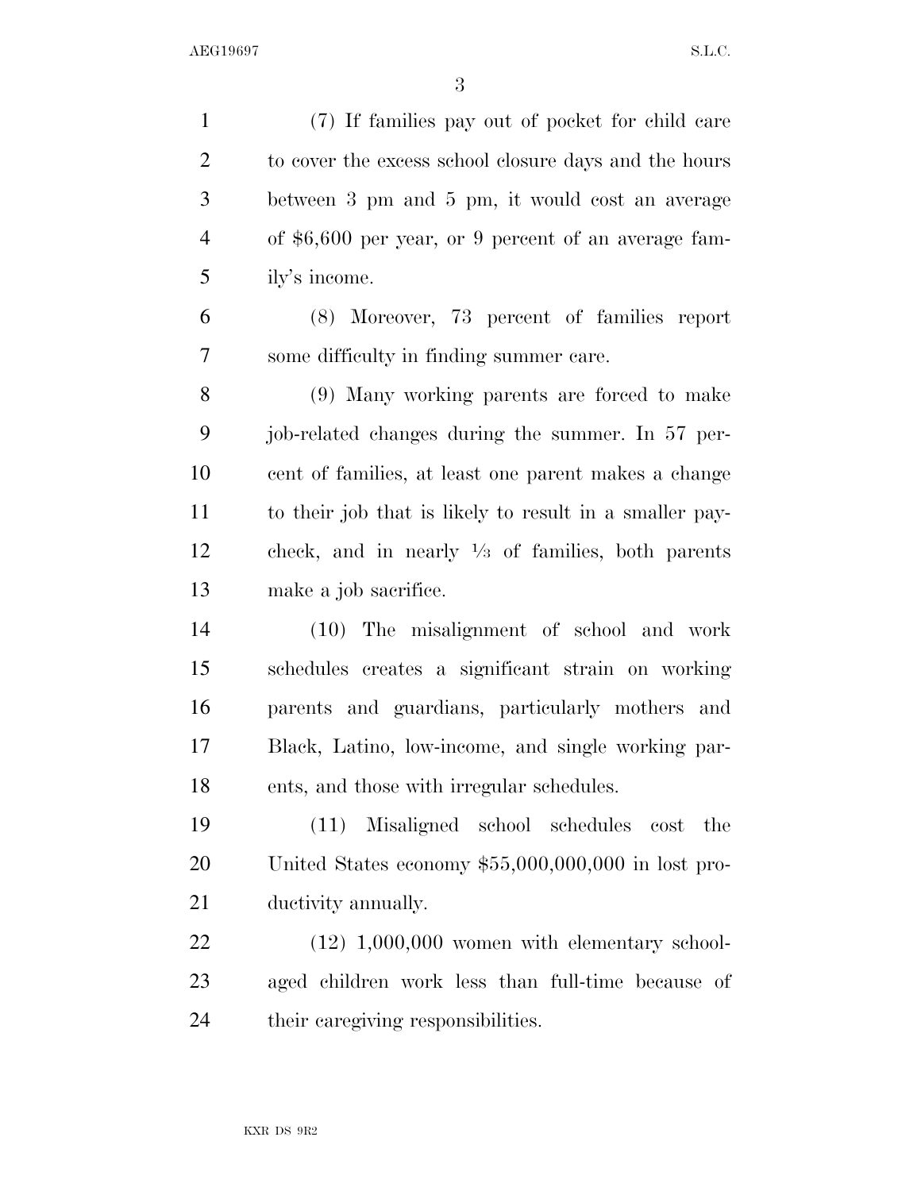(7) If families pay out of pocket for child care to cover the excess school closure days and the hours between 3 pm and 5 pm, it would cost an average of $6,600 per year, or 9 percent of an average family's income.

(8) Moreover, 73 percent of families report some difficulty in finding summer care.

(9) Many working parents are forced to make job-related changes during the summer. In 57 percent of families, at least one parent makes a change to their job that is likely to result in a smaller paycheck, and in nearly ⅓ of families, both parents make a job sacrifice.

(10) The misalignment of school and work schedules creates a significant strain on working parents and guardians, particularly mothers and Black, Latino, low-income, and single working parents, and those with irregular schedules.

(11) Misaligned school schedules cost the United States economy $55,000,000,000 in lost productivity annually.

(12) 1,000,000 women with elementary school-aged children work less than full-time because of their caregiving responsibilities.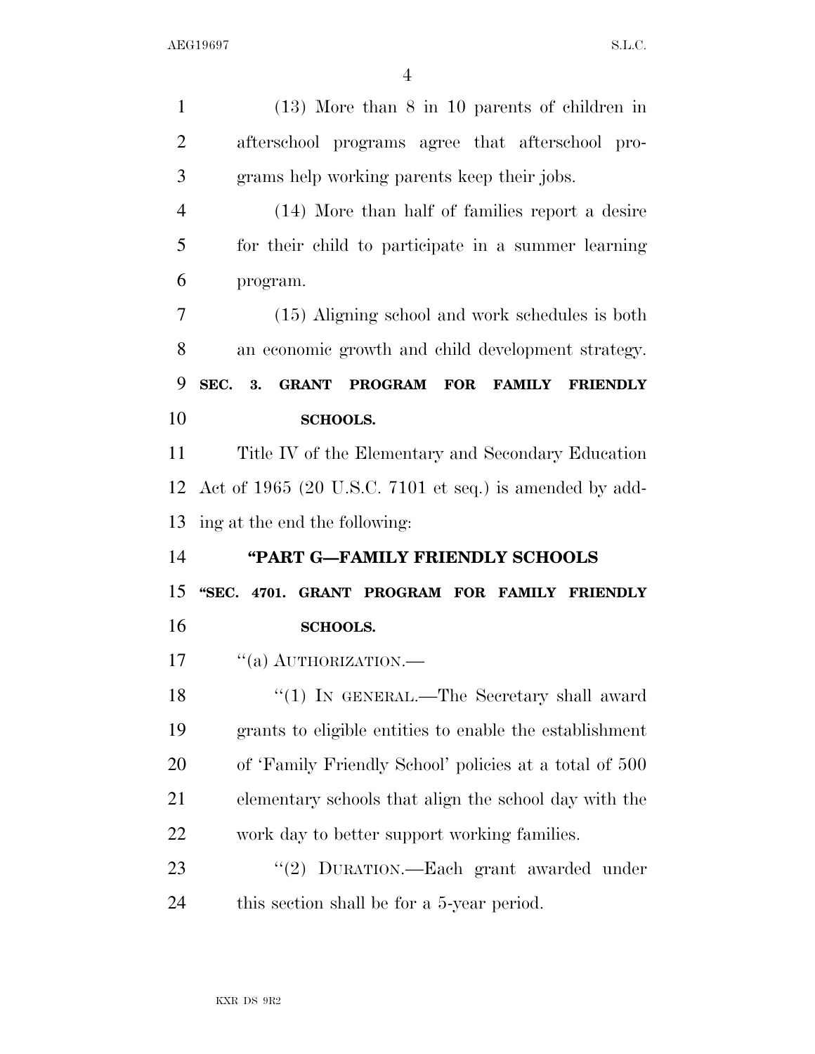(13) More than 8 in 10 parents of children in afterschool programs agree that afterschool programs help working parents keep their jobs.

(14) More than half of families report a desire for their child to participate in a summer learning program.

(15) Aligning school and work schedules is both an economic growth and child development strategy.

## SEC. 3. GRANT PROGRAM FOR FAMILY FRIENDLY SCHOOLS.

Title IV of the Elementary and Secondary Education Act of 1965 (20 U.S.C. 7101 et seq.) is amended by adding at the end the following:

### "PART G—FAMILY FRIENDLY SCHOOLS

#### "SEC. 4701. GRANT PROGRAM FOR FAMILY FRIENDLY SCHOOLS.

"(a) AUTHORIZATION.—

"(1) IN GENERAL.—The Secretary shall award grants to eligible entities to enable the establishment of 'Family Friendly School' policies at a total of 500 elementary schools that align the school day with the work day to better support working families.

"(2) DURATION.—Each grant awarded under this section shall be for a 5-year period.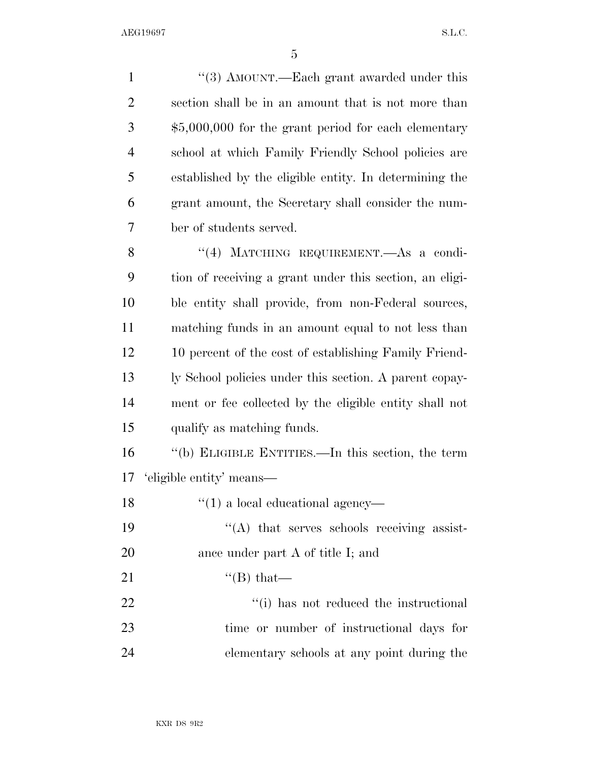"(3) AMOUNT.—Each grant awarded under this section shall be in an amount that is not more than $5,000,000 for the grant period for each elementary school at which Family Friendly School policies are established by the eligible entity. In determining the grant amount, the Secretary shall consider the number of students served.

"(4) MATCHING REQUIREMENT.—As a condition of receiving a grant under this section, an eligible entity shall provide, from non-Federal sources, matching funds in an amount equal to not less than 10 percent of the cost of establishing Family Friendly School policies under this section. A parent copayment or fee collected by the eligible entity shall not qualify as matching funds.

"(b) ELIGIBLE ENTITIES.—In this section, the term 'eligible entity' means—

"(1) a local educational agency—

"(A) that serves schools receiving assistance under part A of title I; and

"(B) that—

"(i) has not reduced the instructional time or number of instructional days for elementary schools at any point during the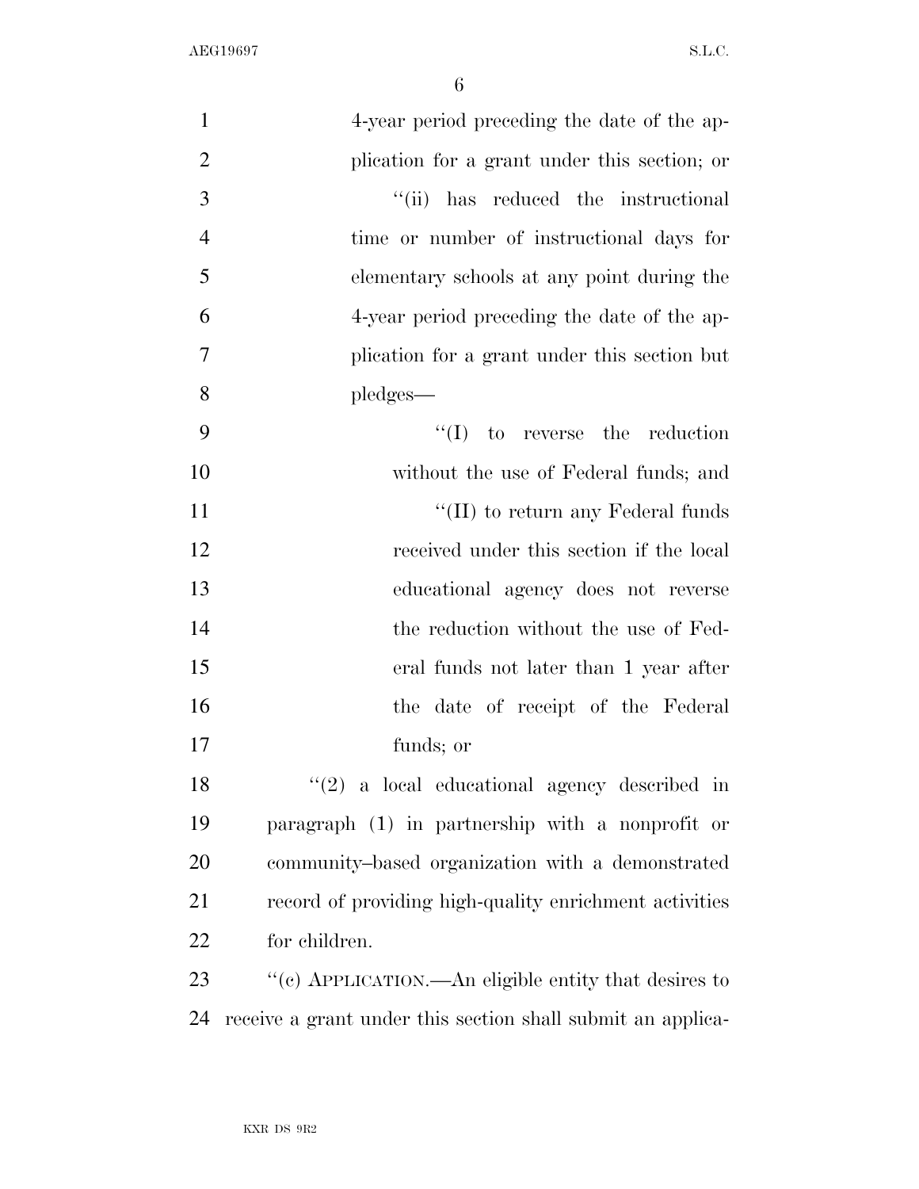4-year period preceding the date of the application for a grant under this section; or

''(ii) has reduced the instructional time or number of instructional days for elementary schools at any point during the 4-year period preceding the date of the application for a grant under this section but pledges—

''(I) to reverse the reduction without the use of Federal funds; and

''(II) to return any Federal funds received under this section if the local educational agency does not reverse the reduction without the use of Federal funds not later than 1 year after the date of receipt of the Federal funds; or

''(2) a local educational agency described in paragraph (1) in partnership with a nonprofit or community–based organization with a demonstrated record of providing high-quality enrichment activities for children.

''(c) APPLICATION.—An eligible entity that desires to receive a grant under this section shall submit an applica-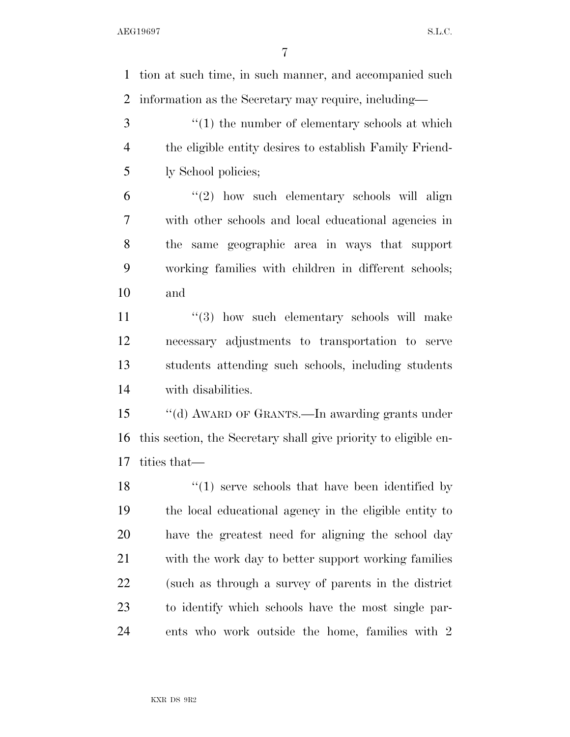tion at such time, in such manner, and accompanied such information as the Secretary may require, including—

''(1) the number of elementary schools at which the eligible entity desires to establish Family Friendly School policies;

''(2) how such elementary schools will align with other schools and local educational agencies in the same geographic area in ways that support working families with children in different schools; and

''(3) how such elementary schools will make necessary adjustments to transportation to serve students attending such schools, including students with disabilities.

''(d) AWARD OF GRANTS.—In awarding grants under this section, the Secretary shall give priority to eligible entities that—

''(1) serve schools that have been identified by the local educational agency in the eligible entity to have the greatest need for aligning the school day with the work day to better support working families (such as through a survey of parents in the district to identify which schools have the most single parents who work outside the home, families with 2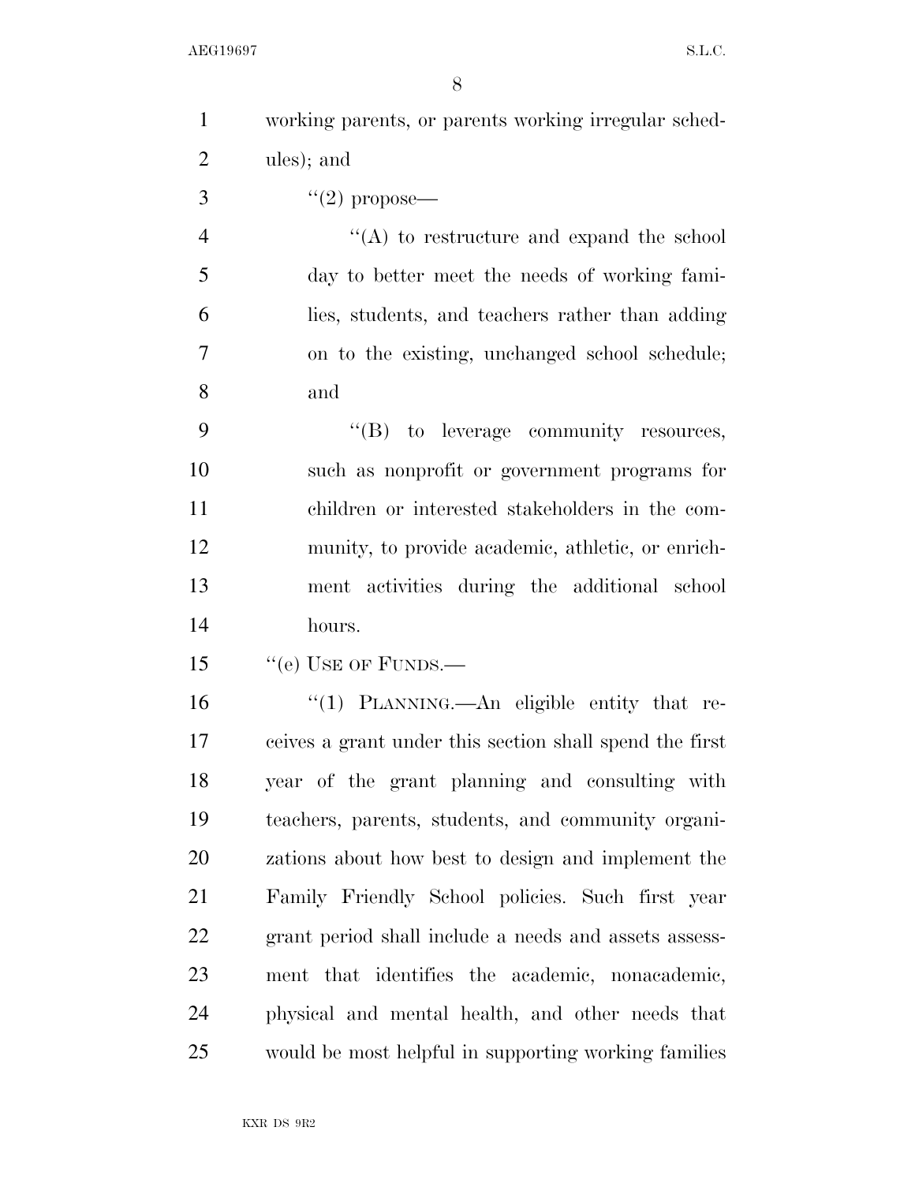working parents, or parents working irregular schedules); and

''(2) propose—

''(A) to restructure and expand the school day to better meet the needs of working families, students, and teachers rather than adding on to the existing, unchanged school schedule; and

''(B) to leverage community resources, such as nonprofit or government programs for children or interested stakeholders in the community, to provide academic, athletic, or enrichment activities during the additional school hours.

''(e) USE OF FUNDS.—

''(1) PLANNING.—An eligible entity that receives a grant under this section shall spend the first year of the grant planning and consulting with teachers, parents, students, and community organizations about how best to design and implement the Family Friendly School policies. Such first year grant period shall include a needs and assets assessment that identifies the academic, nonacademic, physical and mental health, and other needs that would be most helpful in supporting working families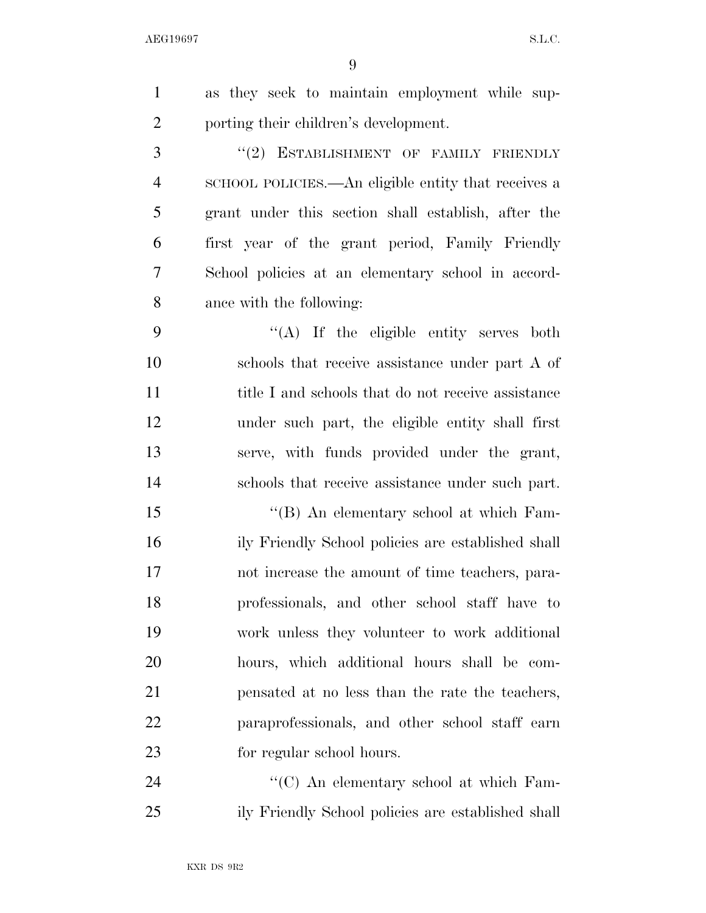as they seek to maintain employment while supporting their children's development.

''(2) ESTABLISHMENT OF FAMILY FRIENDLY SCHOOL POLICIES.—An eligible entity that receives a grant under this section shall establish, after the first year of the grant period, Family Friendly School policies at an elementary school in accordance with the following:

''(A) If the eligible entity serves both schools that receive assistance under part A of title I and schools that do not receive assistance under such part, the eligible entity shall first serve, with funds provided under the grant, schools that receive assistance under such part.

''(B) An elementary school at which Family Friendly School policies are established shall not increase the amount of time teachers, paraprofessionals, and other school staff have to work unless they volunteer to work additional hours, which additional hours shall be compensated at no less than the rate the teachers, paraprofessionals, and other school staff earn for regular school hours.

''(C) An elementary school at which Family Friendly School policies are established shall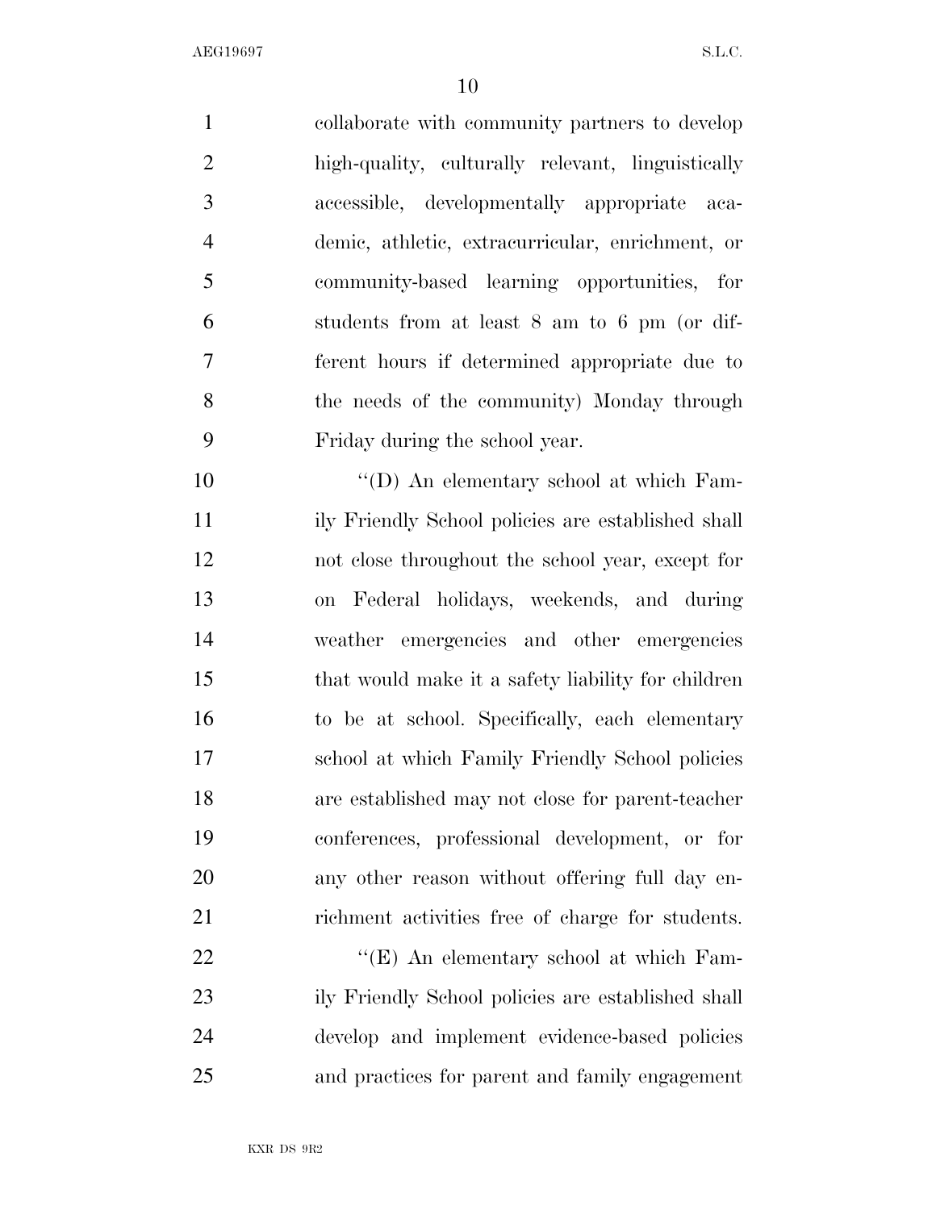collaborate with community partners to develop high-quality, culturally relevant, linguistically accessible, developmentally appropriate academic, athletic, extracurricular, enrichment, or community-based learning opportunities, for students from at least 8 am to 6 pm (or different hours if determined appropriate due to the needs of the community) Monday through Friday during the school year.

"(D) An elementary school at which Family Friendly School policies are established shall not close throughout the school year, except for on Federal holidays, weekends, and during weather emergencies and other emergencies that would make it a safety liability for children to be at school. Specifically, each elementary school at which Family Friendly School policies are established may not close for parent-teacher conferences, professional development, or for any other reason without offering full day enrichment activities free of charge for students.

"(E) An elementary school at which Family Friendly School policies are established shall develop and implement evidence-based policies and practices for parent and family engagement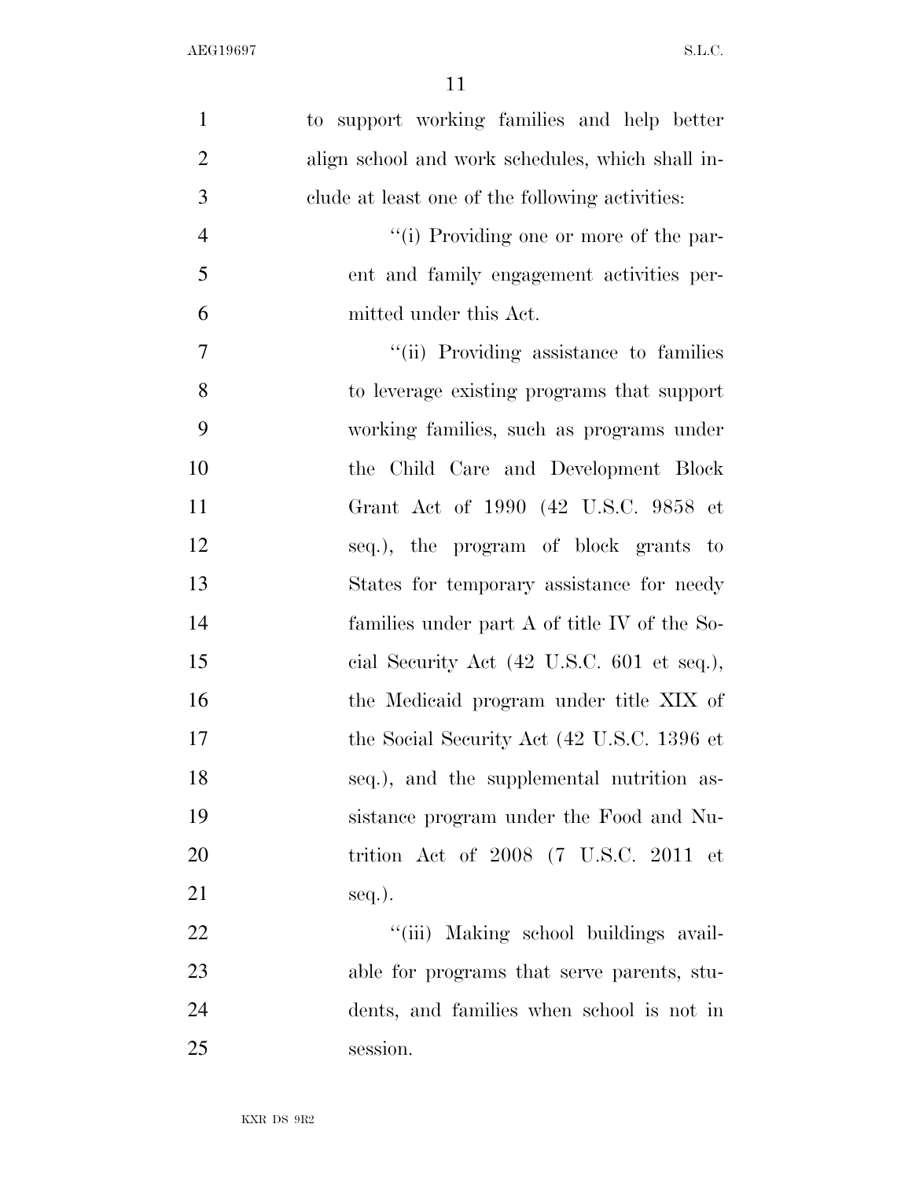to support working families and help better align school and work schedules, which shall include at least one of the following activities:

''(i) Providing one or more of the parent and family engagement activities permitted under this Act.

''(ii) Providing assistance to families to leverage existing programs that support working families, such as programs under the Child Care and Development Block Grant Act of 1990 (42 U.S.C. 9858 et seq.), the program of block grants to States for temporary assistance for needy families under part A of title IV of the Social Security Act (42 U.S.C. 601 et seq.), the Medicaid program under title XIX of the Social Security Act (42 U.S.C. 1396 et seq.), and the supplemental nutrition assistance program under the Food and Nutrition Act of 2008 (7 U.S.C. 2011 et seq.).

''(iii) Making school buildings available for programs that serve parents, students, and families when school is not in session.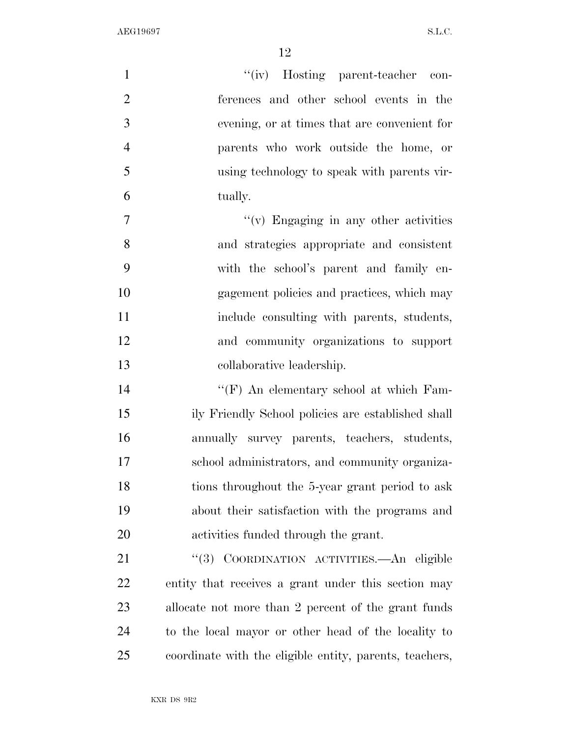"(iv) Hosting parent-teacher conferences and other school events in the evening, or at times that are convenient for parents who work outside the home, or using technology to speak with parents virtually.

"(v) Engaging in any other activities and strategies appropriate and consistent with the school's parent and family engagement policies and practices, which may include consulting with parents, students, and community organizations to support collaborative leadership.

"(F) An elementary school at which Family Friendly School policies are established shall annually survey parents, teachers, students, school administrators, and community organizations throughout the 5-year grant period to ask about their satisfaction with the programs and activities funded through the grant.

"(3) COORDINATION ACTIVITIES.—An eligible entity that receives a grant under this section may allocate not more than 2 percent of the grant funds to the local mayor or other head of the locality to coordinate with the eligible entity, parents, teachers,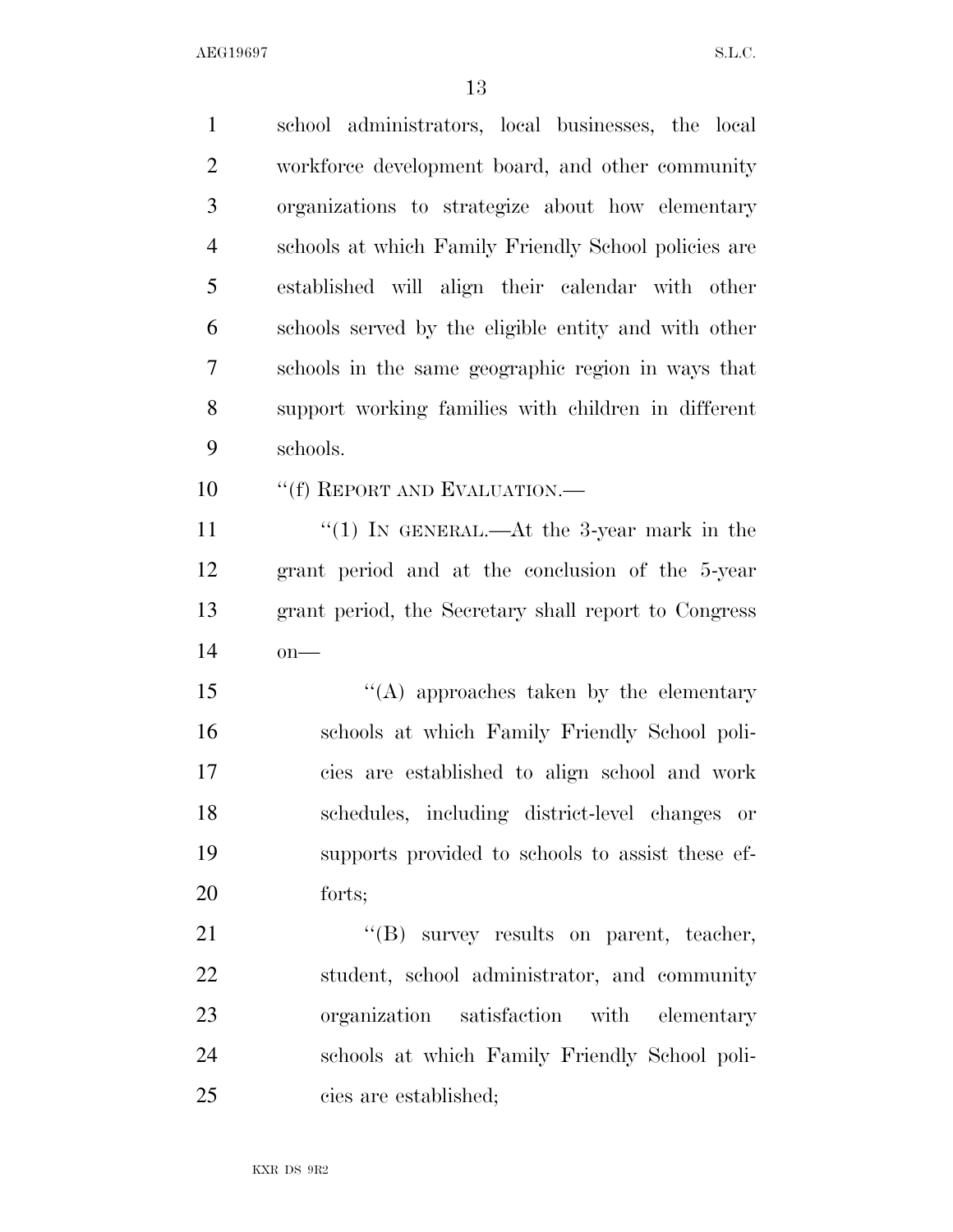school administrators, local businesses, the local workforce development board, and other community organizations to strategize about how elementary schools at which Family Friendly School policies are established will align their calendar with other schools served by the eligible entity and with other schools in the same geographic region in ways that support working families with children in different schools.

"(f) REPORT AND EVALUATION.—

"(1) IN GENERAL.—At the 3-year mark in the grant period and at the conclusion of the 5-year grant period, the Secretary shall report to Congress on—

"(A) approaches taken by the elementary schools at which Family Friendly School policies are established to align school and work schedules, including district-level changes or supports provided to schools to assist these efforts;

"(B) survey results on parent, teacher, student, school administrator, and community organization satisfaction with elementary schools at which Family Friendly School policies are established;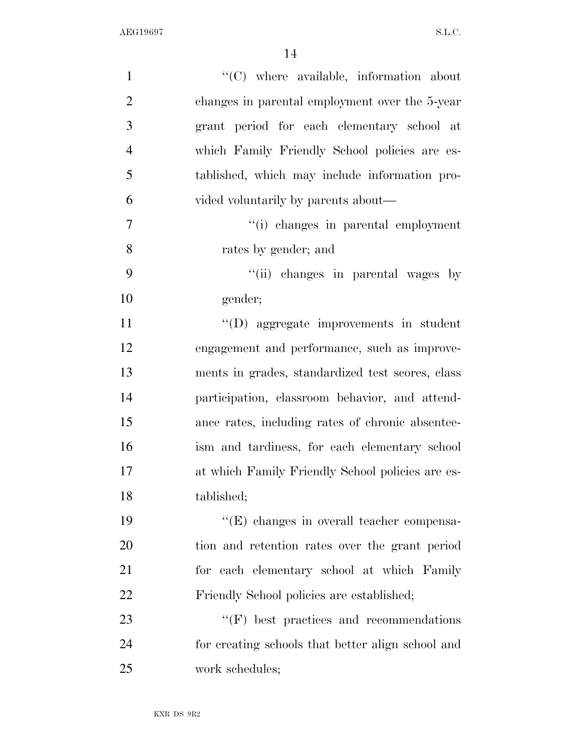''(C) where available, information about changes in parental employment over the 5-year grant period for each elementary school at which Family Friendly School policies are established, which may include information provided voluntarily by parents about—

''(i) changes in parental employment rates by gender; and

''(ii) changes in parental wages by gender;

''(D) aggregate improvements in student engagement and performance, such as improvements in grades, standardized test scores, class participation, classroom behavior, and attendance rates, including rates of chronic absenteeism and tardiness, for each elementary school at which Family Friendly School policies are established;

''(E) changes in overall teacher compensation and retention rates over the grant period for each elementary school at which Family Friendly School policies are established;

''(F) best practices and recommendations for creating schools that better align school and work schedules;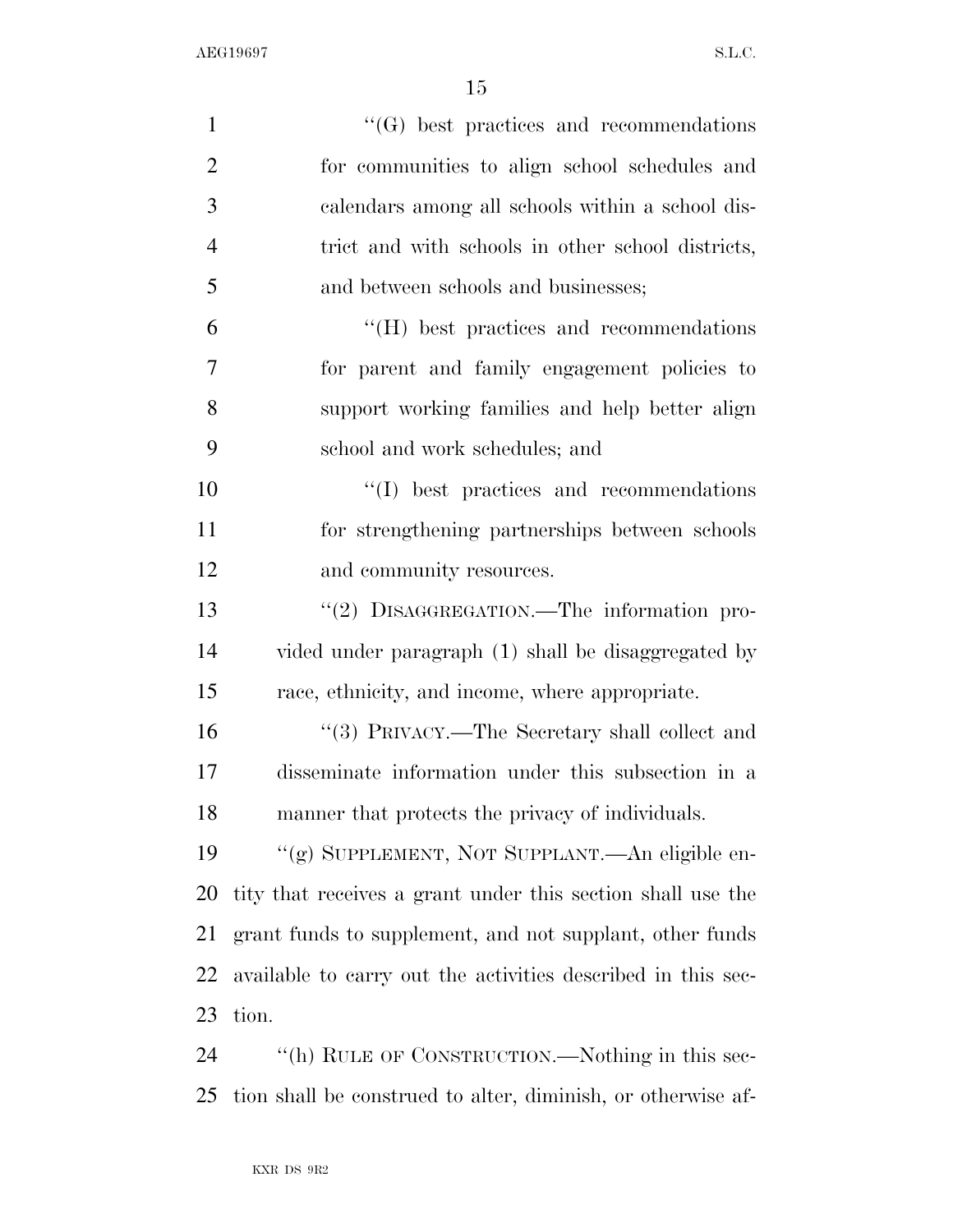''(G) best practices and recommendations for communities to align school schedules and calendars among all schools within a school district and with schools in other school districts, and between schools and businesses;

''(H) best practices and recommendations for parent and family engagement policies to support working families and help better align school and work schedules; and

''(I) best practices and recommendations for strengthening partnerships between schools and community resources.

''(2) DISAGGREGATION.—The information provided under paragraph (1) shall be disaggregated by race, ethnicity, and income, where appropriate.

''(3) PRIVACY.—The Secretary shall collect and disseminate information under this subsection in a manner that protects the privacy of individuals.

''(g) SUPPLEMENT, NOT SUPPLANT.—An eligible entity that receives a grant under this section shall use the grant funds to supplement, and not supplant, other funds available to carry out the activities described in this section.

''(h) RULE OF CONSTRUCTION.—Nothing in this section shall be construed to alter, diminish, or otherwise af-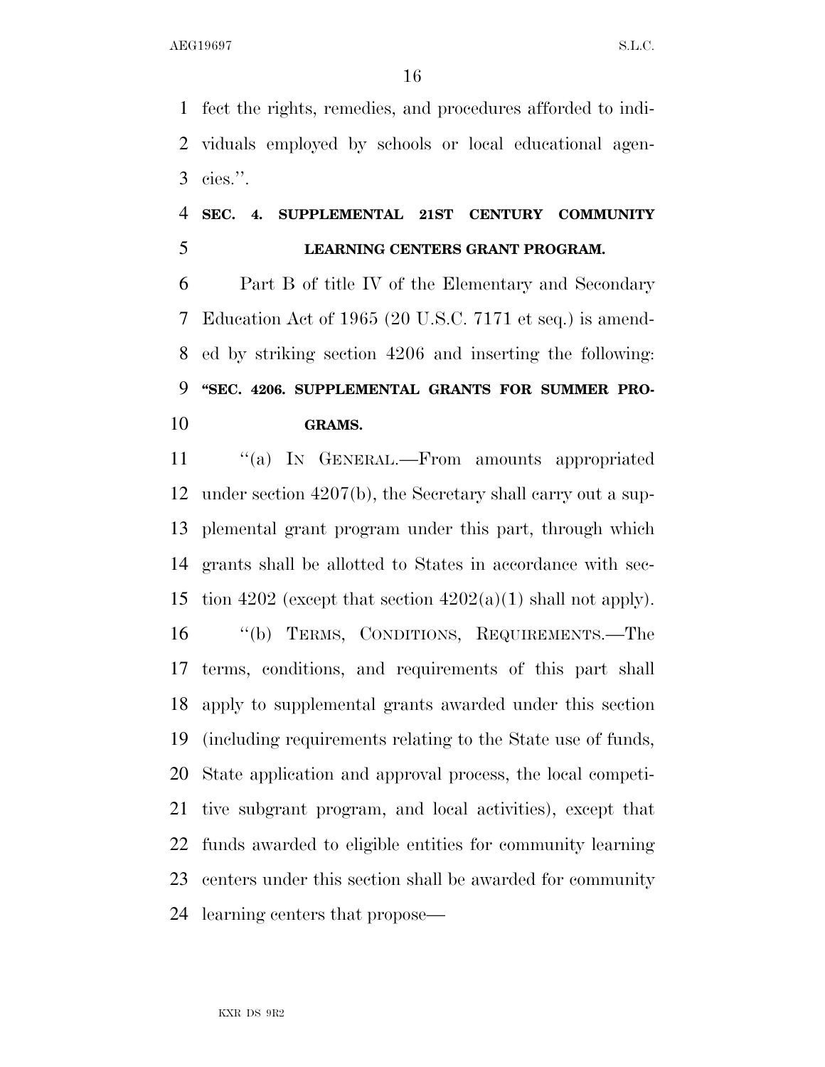fect the rights, remedies, and procedures afforded to individuals employed by schools or local educational agencies.''.

**SEC. 4. SUPPLEMENTAL 21ST CENTURY COMMUNITY LEARNING CENTERS GRANT PROGRAM.**

Part B of title IV of the Elementary and Secondary Education Act of 1965 (20 U.S.C. 7171 et seq.) is amended by striking section 4206 and inserting the following:

**''SEC. 4206. SUPPLEMENTAL GRANTS FOR SUMMER PROGRAMS.**

''(a) IN GENERAL.—From amounts appropriated under section 4207(b), the Secretary shall carry out a supplemental grant program under this part, through which grants shall be allotted to States in accordance with section 4202 (except that section 4202(a)(1) shall not apply).

''(b) TERMS, CONDITIONS, REQUIREMENTS.—The terms, conditions, and requirements of this part shall apply to supplemental grants awarded under this section (including requirements relating to the State use of funds, State application and approval process, the local competitive subgrant program, and local activities), except that funds awarded to eligible entities for community learning centers under this section shall be awarded for community learning centers that propose—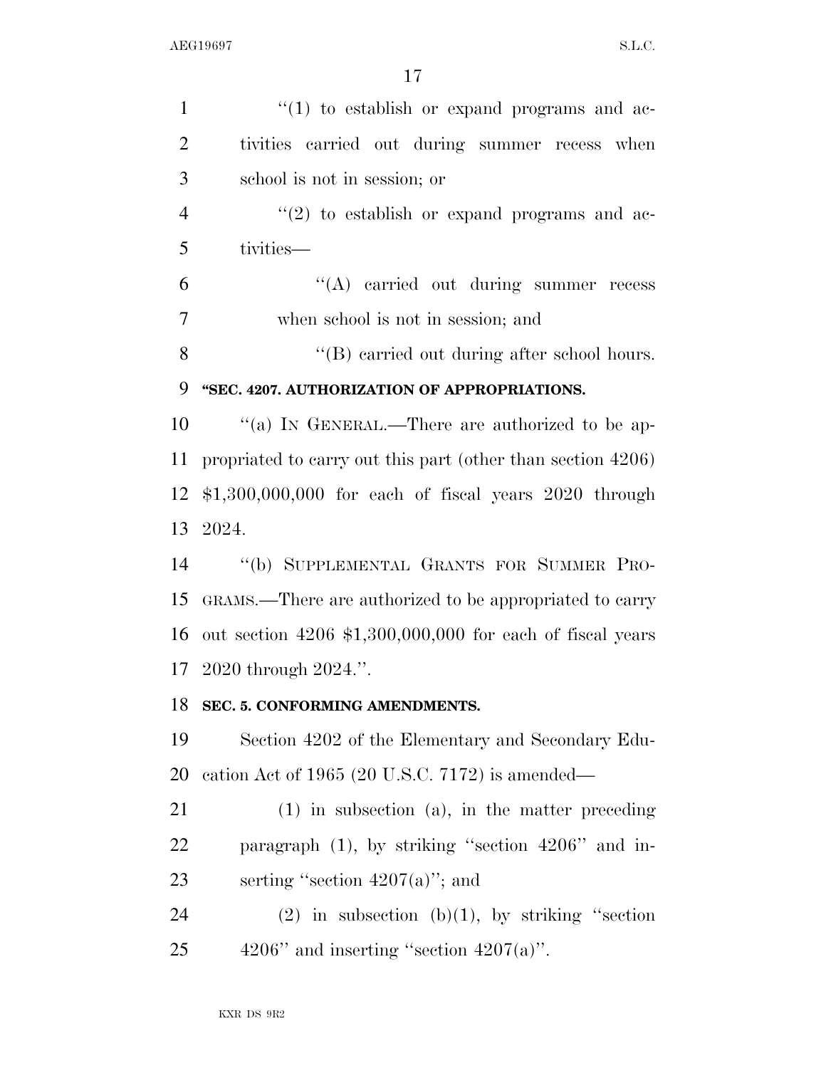"(1) to establish or expand programs and activities carried out during summer recess when school is not in session; or

"(2) to establish or expand programs and activities—

"(A) carried out during summer recess when school is not in session; and

"(B) carried out during after school hours.

**"SEC. 4207. AUTHORIZATION OF APPROPRIATIONS.**

"(a) IN GENERAL.—There are authorized to be appropriated to carry out this part (other than section 4206) $1,300,000,000 for each of fiscal years 2020 through 2024.

"(b) SUPPLEMENTAL GRANTS FOR SUMMER PROGRAMS.—There are authorized to be appropriated to carry out section 4206 $1,300,000,000 for each of fiscal years 2020 through 2024.".

**SEC. 5. CONFORMING AMENDMENTS.**

Section 4202 of the Elementary and Secondary Education Act of 1965 (20 U.S.C. 7172) is amended—

(1) in subsection (a), in the matter preceding paragraph (1), by striking "section 4206" and inserting "section 4207(a)"; and

(2) in subsection (b)(1), by striking "section 4206" and inserting "section 4207(a)".